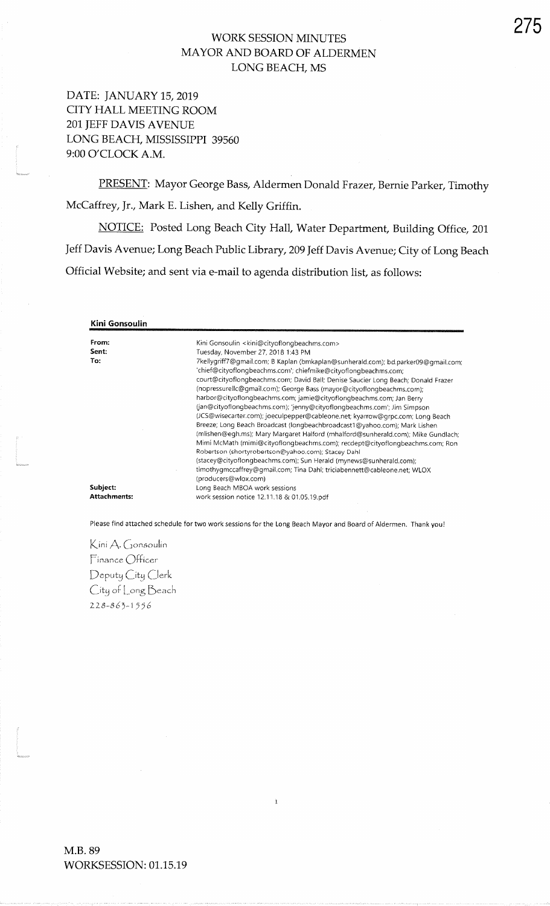# WORK SESSION MINUTES
# MAYOR AND BOARD OF ALDERMEN
# LONG BEACH, MS

DATE: JANUARY 15, 2019
CITY HALL MEETING ROOM
201 JEFF DAVIS AVENUE
LONG BEACH, MISSISSIPPI 39560
9:00 O'CLOCK A.M.

PRESENT: Mayor George Bass, Aldermen Donald Frazer, Bernie Parker, Timothy McCaffrey, Jr., Mark E. Lishen, and Kelly Griffin.

NOTICE: Posted Long Beach City Hall, Water Department, Building Office, 201 Jeff Davis Avenue; Long Beach Public Library, 209 Jeff Davis Avenue; City of Long Beach Official Website; and sent via e-mail to agenda distribution list, as follows:

**Kini Gonsoulin**

| | |
|---|---|
| **From:** | Kini Gonsoulin <kini@cityoflongbeachms.com> |
| **Sent:** | Tuesday, November 27, 2018 1:43 PM |
| **To:** | 7kellygriff7@gmail.com; B Kaplan (bmkaplan@sunherald.com); bd.parker09@gmail.com; 'chief@cityoflongbeachms.com'; chiefmike@cityoflongbeachms.com; court@cityoflongbeachms.com; David Ball; Denise Saucier Long Beach; Donald Frazer (nopressurellc@gmail.com); George Bass (mayor@cityoflongbeachms.com); harbor@cityoflongbeachms.com; jamie@cityoflongbeachms.com; Jan Berry (jan@cityoflongbeachms.com); 'jenny@cityoflongbeachms.com'; Jim Simpson (JCS@wisecarter.com); joeculpepper@cableone.net; kyarrow@grpc.com; Long Beach Breeze; Long Beach Broadcast (longbeachbroadcast1@yahoo.com); Mark Lishen (mlishen@egh.ms); Mary Margaret Halford (mhalford@sunherald.com); Mike Gundlach; Mimi McMath (mimi@cityoflongbeachms.com); recdept@cityoflongbeachms.com; Ron Robertson (shortyrobertson@yahoo.com); Stacey Dahl (stacey@cityoflongbeachms.com); Sun Herald (mynews@sunherald.com); timothygmccaffrey@gmail.com; Tina Dahl; triciabennett@cableone.net; WLOX (producers@wlox.com) |
| **Subject:** | Long Beach MBOA work sessions |
| **Attachments:** | work session notice 12.11.18 & 01.05.19.pdf |

Please find attached schedule for two work sessions for the Long Beach Mayor and Board of Aldermen. Thank you!

Kini A. Gonsoulin
Finance Officer
Deputy City Clerk
City of Long Beach
228-863-1556

M.B. 89
WORKSESSION: 01.15.19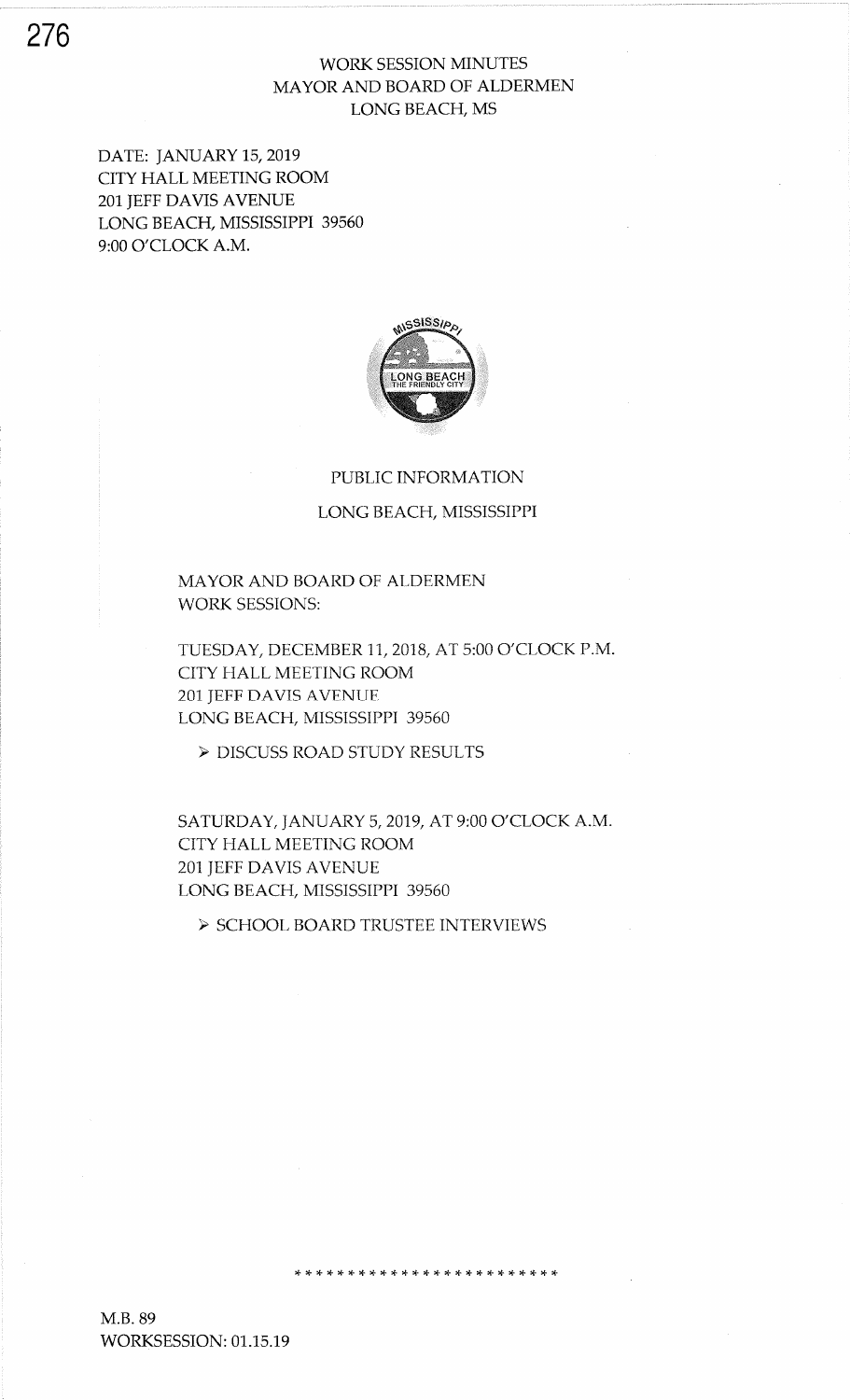WORK SESSION MINUTES
MAYOR AND BOARD OF ALDERMEN
LONG BEACH, MS

DATE: JANUARY 15, 2019
CITY HALL MEETING ROOM
201 JEFF DAVIS AVENUE
LONG BEACH, MISSISSIPPI 39560
9:00 O'CLOCK A.M.

PUBLIC INFORMATION

LONG BEACH, MISSISSIPPI

MAYOR AND BOARD OF ALDERMEN
WORK SESSIONS:

TUESDAY, DECEMBER 11, 2018, AT 5:00 O'CLOCK P.M.
CITY HALL MEETING ROOM
201 JEFF DAVIS AVENUE
LONG BEACH, MISSISSIPPI 39560

- DISCUSS ROAD STUDY RESULTS

SATURDAY, JANUARY 5, 2019, AT 9:00 O'CLOCK A.M.
CITY HALL MEETING ROOM
201 JEFF DAVIS AVENUE
LONG BEACH, MISSISSIPPI 39560

- SCHOOL BOARD TRUSTEE INTERVIEWS

\* \* \* \* \* \* \* \* \* \* \* \* \* \* \* \* \* \* \* \* \* \* \* \*

M.B. 89
WORKSESSION: 01.15.19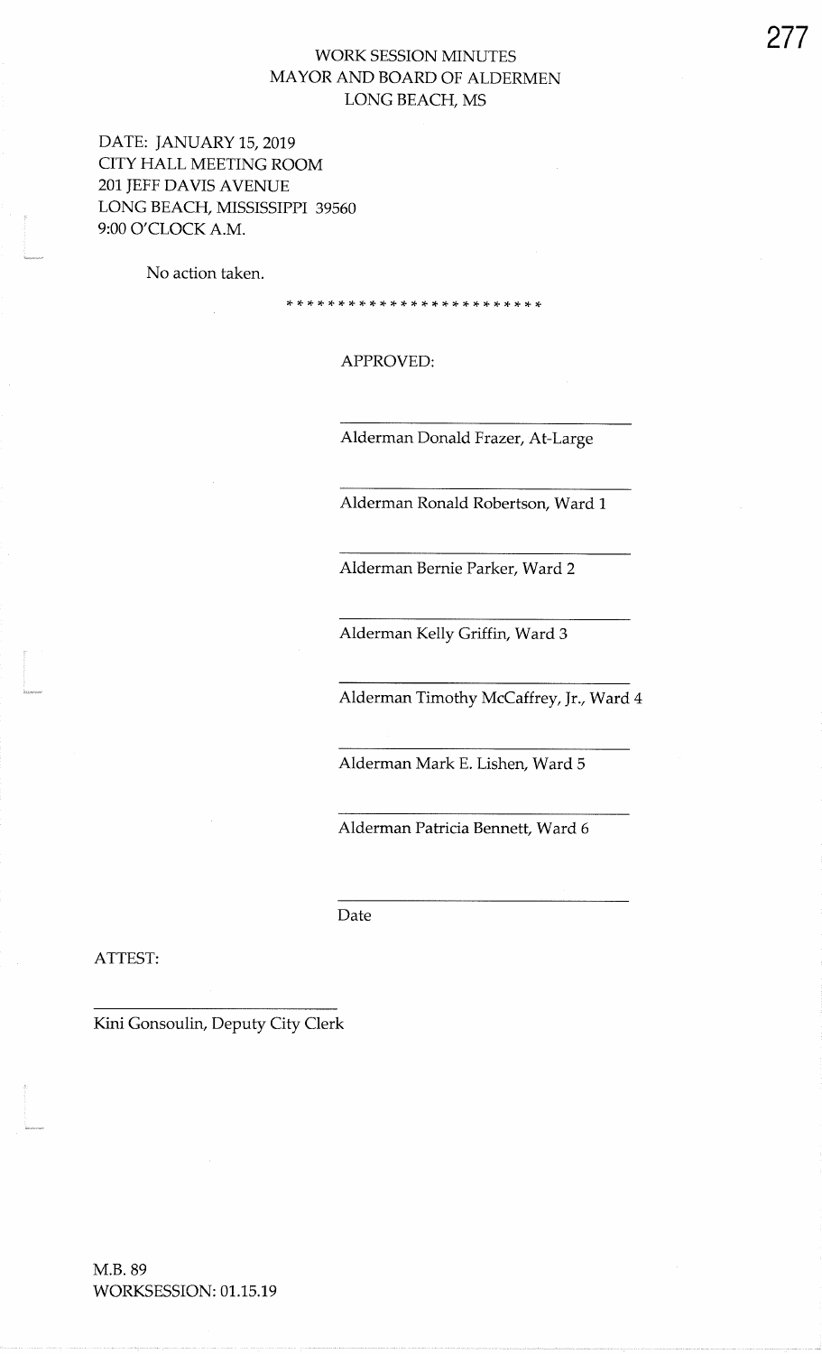# WORK SESSION MINUTES
## MAYOR AND BOARD OF ALDERMEN
## LONG BEACH, MS

DATE: JANUARY 15, 2019
CITY HALL MEETING ROOM
201 JEFF DAVIS AVENUE
LONG BEACH, MISSISSIPPI 39560
9:00 O'CLOCK A.M.

No action taken.

\* \* \* \* \* \* \* \* \* \* \* \* \* \* \* \* \* \* \* \* \* \* \* \*

APPROVED:

\_\_\_\_\_\_\_\_\_\_\_\_\_\_\_\_\_\_\_\_\_\_\_\_\_\_\_\_\_\_\_\_
Alderman Donald Frazer, At-Large

\_\_\_\_\_\_\_\_\_\_\_\_\_\_\_\_\_\_\_\_\_\_\_\_\_\_\_\_\_\_\_\_
Alderman Ronald Robertson, Ward 1

\_\_\_\_\_\_\_\_\_\_\_\_\_\_\_\_\_\_\_\_\_\_\_\_\_\_\_\_\_\_\_\_
Alderman Bernie Parker, Ward 2

\_\_\_\_\_\_\_\_\_\_\_\_\_\_\_\_\_\_\_\_\_\_\_\_\_\_\_\_\_\_\_\_
Alderman Kelly Griffin, Ward 3

\_\_\_\_\_\_\_\_\_\_\_\_\_\_\_\_\_\_\_\_\_\_\_\_\_\_\_\_\_\_\_\_
Alderman Timothy McCaffrey, Jr., Ward 4

\_\_\_\_\_\_\_\_\_\_\_\_\_\_\_\_\_\_\_\_\_\_\_\_\_\_\_\_\_\_\_\_
Alderman Mark E. Lishen, Ward 5

\_\_\_\_\_\_\_\_\_\_\_\_\_\_\_\_\_\_\_\_\_\_\_\_\_\_\_\_\_\_\_\_
Alderman Patricia Bennett, Ward 6

\_\_\_\_\_\_\_\_\_\_\_\_\_\_\_\_\_\_\_\_\_\_\_\_\_\_\_\_\_\_\_\_
Date

ATTEST:

\_\_\_\_\_\_\_\_\_\_\_\_\_\_\_\_\_\_\_\_\_\_\_\_\_\_\_\_\_\_\_\_
Kini Gonsoulin, Deputy City Clerk